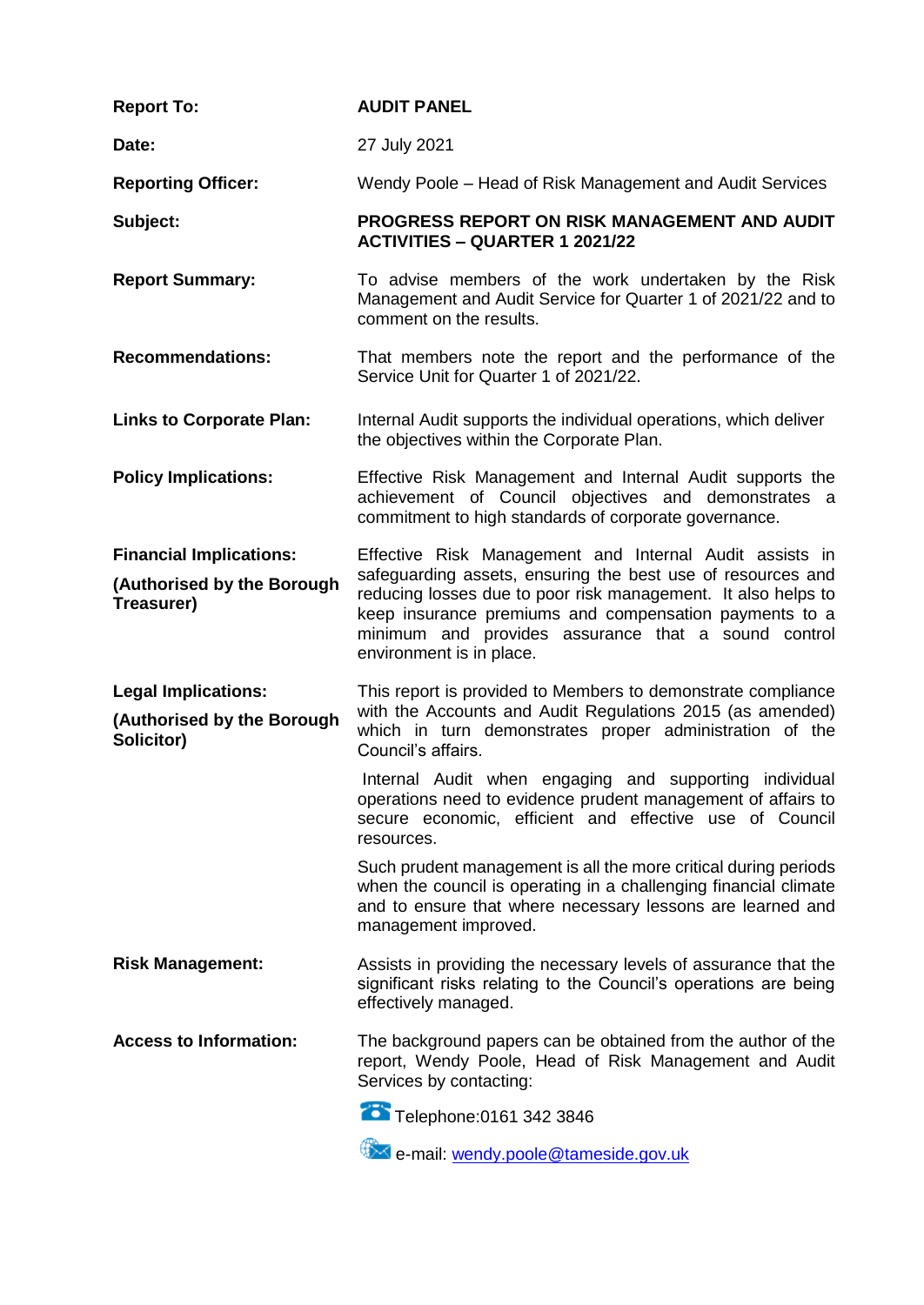| | |
|---|---|
| **Report To:** | **AUDIT PANEL** |
| **Date:** | 27 July 2021 |
| **Reporting Officer:** | Wendy Poole – Head of Risk Management and Audit Services |
| **Subject:** | **PROGRESS REPORT ON RISK MANAGEMENT AND AUDIT ACTIVITIES – QUARTER 1 2021/22** |
| **Report Summary:** | To advise members of the work undertaken by the Risk Management and Audit Service for Quarter 1 of 2021/22 and to comment on the results. |
| **Recommendations:** | That members note the report and the performance of the Service Unit for Quarter 1 of 2021/22. |
| **Links to Corporate Plan:** | Internal Audit supports the individual operations, which deliver the objectives within the Corporate Plan. |
| **Policy Implications:** | Effective Risk Management and Internal Audit supports the achievement of Council objectives and demonstrates a commitment to high standards of corporate governance. |
| **Financial Implications:**<br>**(Authorised by the Borough Treasurer)** | Effective Risk Management and Internal Audit assists in safeguarding assets, ensuring the best use of resources and reducing losses due to poor risk management. It also helps to keep insurance premiums and compensation payments to a minimum and provides assurance that a sound control environment is in place. |
| **Legal Implications:**<br>**(Authorised by the Borough Solicitor)** | This report is provided to Members to demonstrate compliance with the Accounts and Audit Regulations 2015 (as amended) which in turn demonstrates proper administration of the Council's affairs.<br><br>Internal Audit when engaging and supporting individual operations need to evidence prudent management of affairs to secure economic, efficient and effective use of Council resources.<br><br>Such prudent management is all the more critical during periods when the council is operating in a challenging financial climate and to ensure that where necessary lessons are learned and management improved. |
| **Risk Management:** | Assists in providing the necessary levels of assurance that the significant risks relating to the Council's operations are being effectively managed. |
| **Access to Information:** | The background papers can be obtained from the author of the report, Wendy Poole, Head of Risk Management and Audit Services by contacting:<br><br>Telephone:0161 342 3846<br><br>e-mail: wendy.poole@tameside.gov.uk |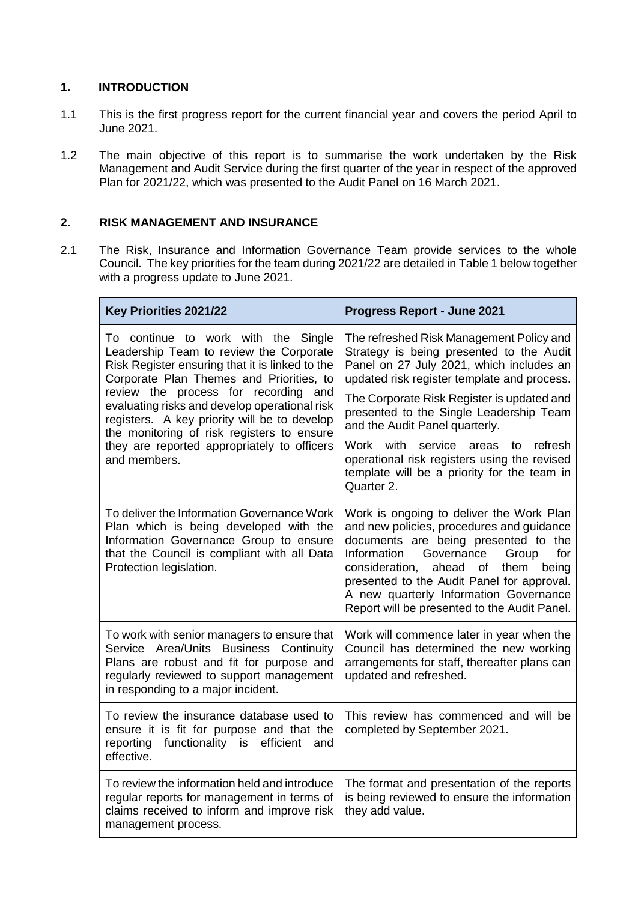## 1. INTRODUCTION

1.1 This is the first progress report for the current financial year and covers the period April to June 2021.

1.2 The main objective of this report is to summarise the work undertaken by the Risk Management and Audit Service during the first quarter of the year in respect of the approved Plan for 2021/22, which was presented to the Audit Panel on 16 March 2021.

## 2. RISK MANAGEMENT AND INSURANCE

2.1 The Risk, Insurance and Information Governance Team provide services to the whole Council. The key priorities for the team during 2021/22 are detailed in Table 1 below together with a progress update to June 2021.

| Key Priorities 2021/22 | Progress Report - June 2021 |
|---|---|
| To continue to work with the Single Leadership Team to review the Corporate Risk Register ensuring that it is linked to the Corporate Plan Themes and Priorities, to review the process for recording and evaluating risks and develop operational risk registers. A key priority will be to develop the monitoring of risk registers to ensure they are reported appropriately to officers and members. | The refreshed Risk Management Policy and Strategy is being presented to the Audit Panel on 27 July 2021, which includes an updated risk register template and process.<br><br>The Corporate Risk Register is updated and presented to the Single Leadership Team and the Audit Panel quarterly.<br><br>Work with service areas to refresh operational risk registers using the revised template will be a priority for the team in Quarter 2. |
| To deliver the Information Governance Work Plan which is being developed with the Information Governance Group to ensure that the Council is compliant with all Data Protection legislation. | Work is ongoing to deliver the Work Plan and new policies, procedures and guidance documents are being presented to the Information Governance Group for consideration, ahead of them being presented to the Audit Panel for approval. A new quarterly Information Governance Report will be presented to the Audit Panel. |
| To work with senior managers to ensure that Service Area/Units Business Continuity Plans are robust and fit for purpose and regularly reviewed to support management in responding to a major incident. | Work will commence later in year when the Council has determined the new working arrangements for staff, thereafter plans can updated and refreshed. |
| To review the insurance database used to ensure it is fit for purpose and that the reporting functionality is efficient and effective. | This review has commenced and will be completed by September 2021. |
| To review the information held and introduce regular reports for management in terms of claims received to inform and improve risk management process. | The format and presentation of the reports is being reviewed to ensure the information they add value. |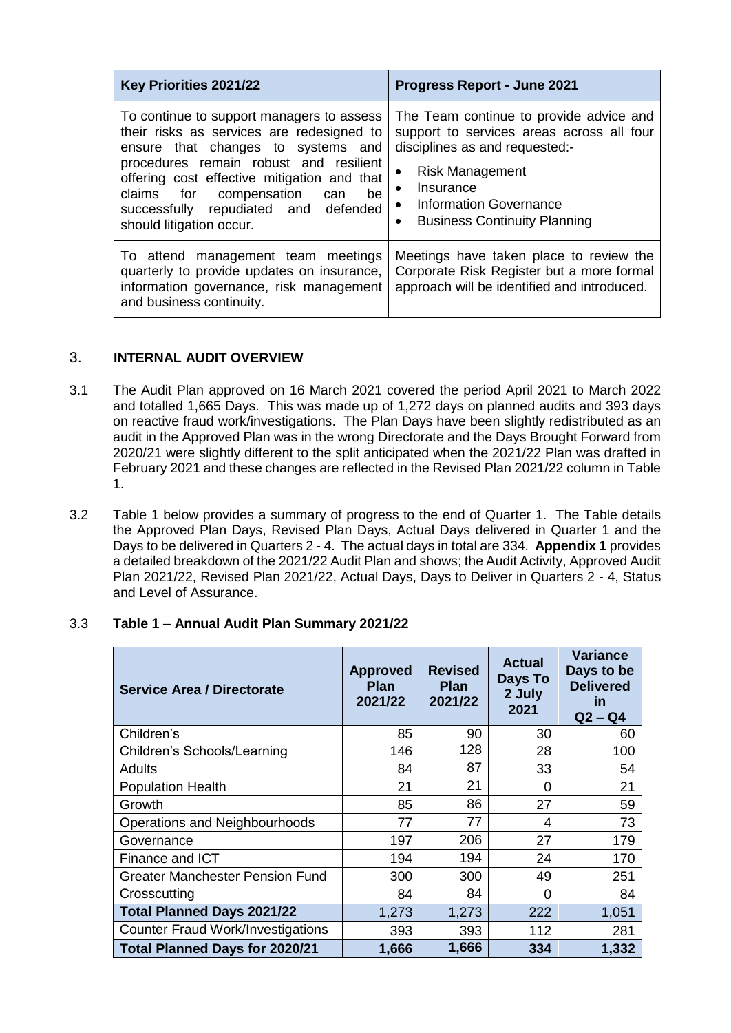| Key Priorities 2021/22 | Progress Report - June 2021 |
| --- | --- |
| To continue to support managers to assess their risks as services are redesigned to ensure that changes to systems and procedures remain robust and resilient offering cost effective mitigation and that claims for compensation can be successfully repudiated and defended should litigation occur. | The Team continue to provide advice and support to services areas across all four disciplines as and requested:-<br>• Risk Management<br>• Insurance<br>• Information Governance<br>• Business Continuity Planning |
| To attend management team meetings quarterly to provide updates on insurance, information governance, risk management and business continuity. | Meetings have taken place to review the Corporate Risk Register but a more formal approach will be identified and introduced. |

## 3. INTERNAL AUDIT OVERVIEW

3.1 The Audit Plan approved on 16 March 2021 covered the period April 2021 to March 2022 and totalled 1,665 Days. This was made up of 1,272 days on planned audits and 393 days on reactive fraud work/investigations. The Plan Days have been slightly redistributed as an audit in the Approved Plan was in the wrong Directorate and the Days Brought Forward from 2020/21 were slightly different to the split anticipated when the 2021/22 Plan was drafted in February 2021 and these changes are reflected in the Revised Plan 2021/22 column in Table 1.

3.2 Table 1 below provides a summary of progress to the end of Quarter 1. The Table details the Approved Plan Days, Revised Plan Days, Actual Days delivered in Quarter 1 and the Days to be delivered in Quarters 2 - 4. The actual days in total are 334. **Appendix 1** provides a detailed breakdown of the 2021/22 Audit Plan and shows; the Audit Activity, Approved Audit Plan 2021/22, Revised Plan 2021/22, Actual Days, Days to Deliver in Quarters 2 - 4, Status and Level of Assurance.

3.3 **Table 1 – Annual Audit Plan Summary 2021/22**

| Service Area / Directorate | Approved Plan 2021/22 | Revised Plan 2021/22 | Actual Days To 2 July 2021 | Variance Days to be Delivered in Q2 – Q4 |
| --- | --- | --- | --- | --- |
| Children's | 85 | 90 | 30 | 60 |
| Children's Schools/Learning | 146 | 128 | 28 | 100 |
| Adults | 84 | 87 | 33 | 54 |
| Population Health | 21 | 21 | 0 | 21 |
| Growth | 85 | 86 | 27 | 59 |
| Operations and Neighbourhoods | 77 | 77 | 4 | 73 |
| Governance | 197 | 206 | 27 | 179 |
| Finance and ICT | 194 | 194 | 24 | 170 |
| Greater Manchester Pension Fund | 300 | 300 | 49 | 251 |
| Crosscutting | 84 | 84 | 0 | 84 |
| **Total Planned Days 2021/22** | 1,273 | 1,273 | 222 | 1,051 |
| Counter Fraud Work/Investigations | 393 | 393 | 112 | 281 |
| **Total Planned Days for 2020/21** | **1,666** | **1,666** | **334** | **1,332** |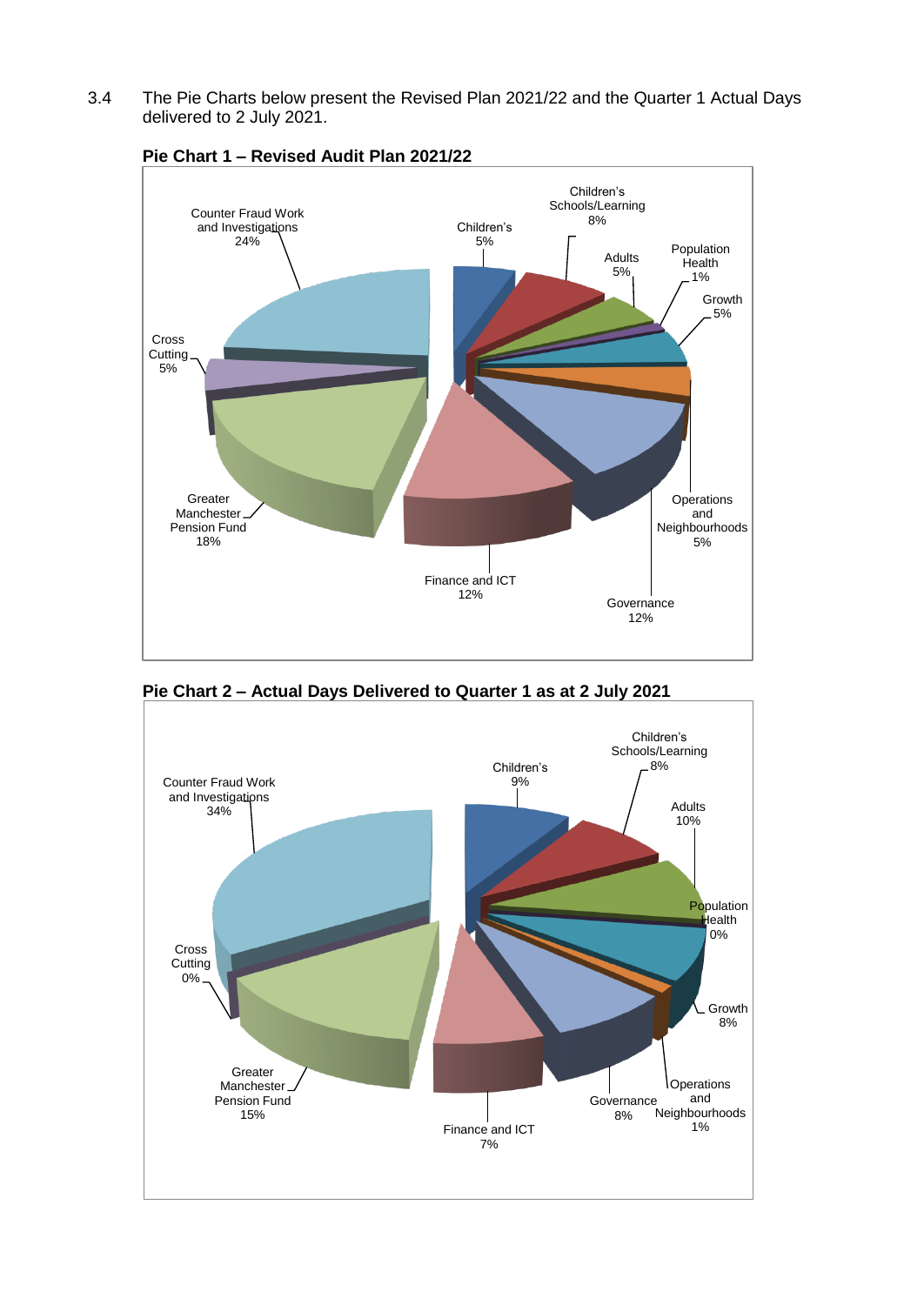3.4 The Pie Charts below present the Revised Plan 2021/22 and the Quarter 1 Actual Days delivered to 2 July 2021.

**Pie Chart 1 – Revised Audit Plan 2021/22**

| Category | % |
|---|---|
| Children's | 5% |
| Children's Schools/Learning | 8% |
| Adults | 5% |
| Population Health | 1% |
| Growth | 5% |
| Operations and Neighbourhoods | 5% |
| Governance | 12% |
| Finance and ICT | 12% |
| Greater Manchester Pension Fund | 18% |
| Cross Cutting | 5% |
| Counter Fraud Work and Investigations | 24% |

**Pie Chart 2 – Actual Days Delivered to Quarter 1 as at 2 July 2021**

| Category | % |
|---|---|
| Children's | 9% |
| Children's Schools/Learning | 8% |
| Adults | 10% |
| Population Health | 0% |
| Growth | 8% |
| Operations and Neighbourhoods | 1% |
| Governance | 8% |
| Finance and ICT | 7% |
| Greater Manchester Pension Fund | 15% |
| Cross Cutting | 0% |
| Counter Fraud Work and Investigations | 34% |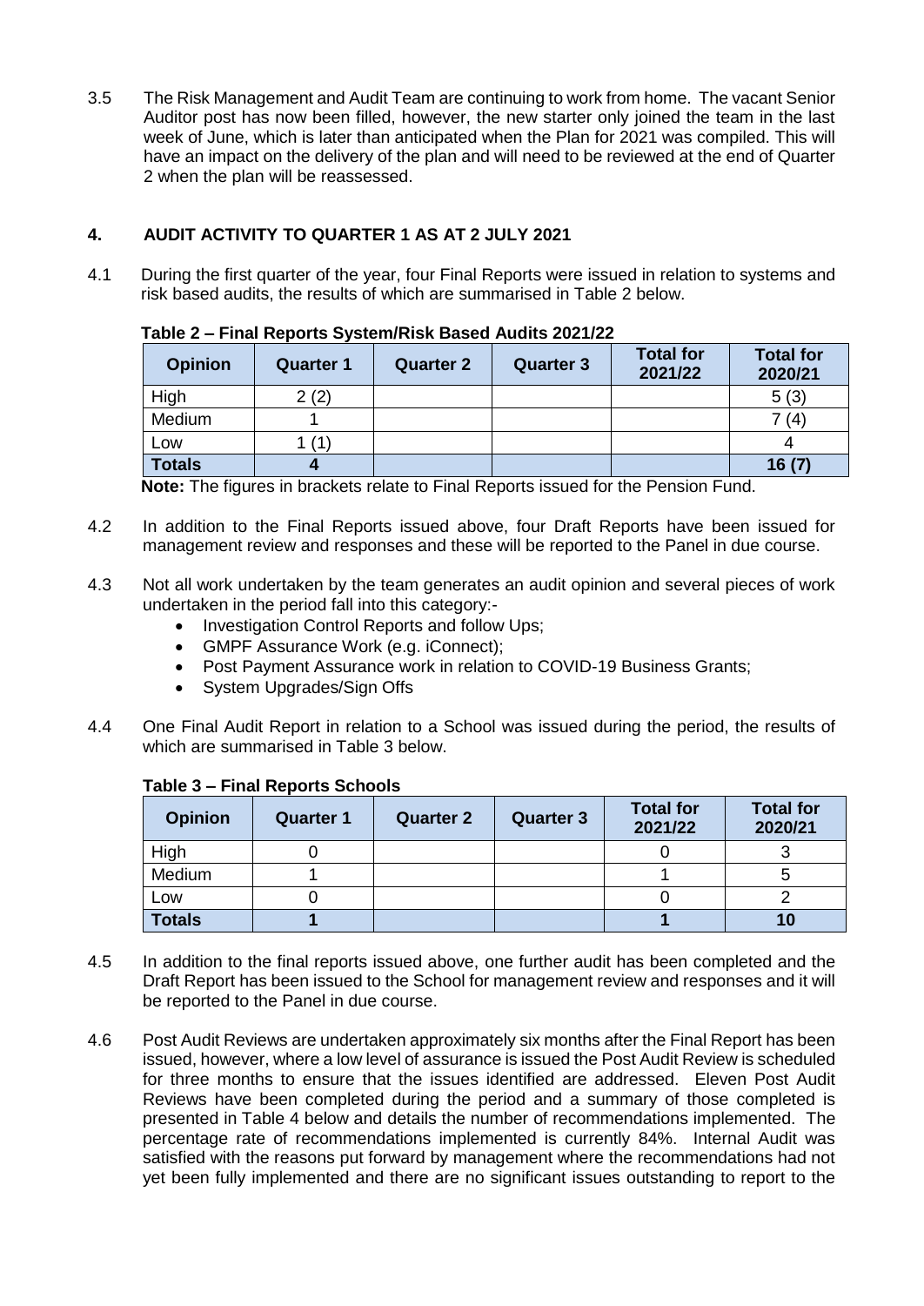3.5 The Risk Management and Audit Team are continuing to work from home. The vacant Senior Auditor post has now been filled, however, the new starter only joined the team in the last week of June, which is later than anticipated when the Plan for 2021 was compiled. This will have an impact on the delivery of the plan and will need to be reviewed at the end of Quarter 2 when the plan will be reassessed.

## 4. AUDIT ACTIVITY TO QUARTER 1 AS AT 2 JULY 2021

4.1 During the first quarter of the year, four Final Reports were issued in relation to systems and risk based audits, the results of which are summarised in Table 2 below.

**Table 2 – Final Reports System/Risk Based Audits 2021/22**

| Opinion | Quarter 1 | Quarter 2 | Quarter 3 | Total for 2021/22 | Total for 2020/21 |
|---|---|---|---|---|---|
| High | 2 (2) | | | | 5 (3) |
| Medium | 1 | | | | 7 (4) |
| Low | 1 (1) | | | | 4 |
| **Totals** | **4** | | | | **16 (7)** |

**Note:** The figures in brackets relate to Final Reports issued for the Pension Fund.

4.2 In addition to the Final Reports issued above, four Draft Reports have been issued for management review and responses and these will be reported to the Panel in due course.

4.3 Not all work undertaken by the team generates an audit opinion and several pieces of work undertaken in the period fall into this category:-

- Investigation Control Reports and follow Ups;
- GMPF Assurance Work (e.g. iConnect);
- Post Payment Assurance work in relation to COVID-19 Business Grants;
- System Upgrades/Sign Offs

4.4 One Final Audit Report in relation to a School was issued during the period, the results of which are summarised in Table 3 below.

**Table 3 – Final Reports Schools**

| Opinion | Quarter 1 | Quarter 2 | Quarter 3 | Total for 2021/22 | Total for 2020/21 |
|---|---|---|---|---|---|
| High | 0 | | | 0 | 3 |
| Medium | 1 | | | 1 | 5 |
| Low | 0 | | | 0 | 2 |
| **Totals** | **1** | | | **1** | **10** |

4.5 In addition to the final reports issued above, one further audit has been completed and the Draft Report has been issued to the School for management review and responses and it will be reported to the Panel in due course.

4.6 Post Audit Reviews are undertaken approximately six months after the Final Report has been issued, however, where a low level of assurance is issued the Post Audit Review is scheduled for three months to ensure that the issues identified are addressed. Eleven Post Audit Reviews have been completed during the period and a summary of those completed is presented in Table 4 below and details the number of recommendations implemented. The percentage rate of recommendations implemented is currently 84%. Internal Audit was satisfied with the reasons put forward by management where the recommendations had not yet been fully implemented and there are no significant issues outstanding to report to the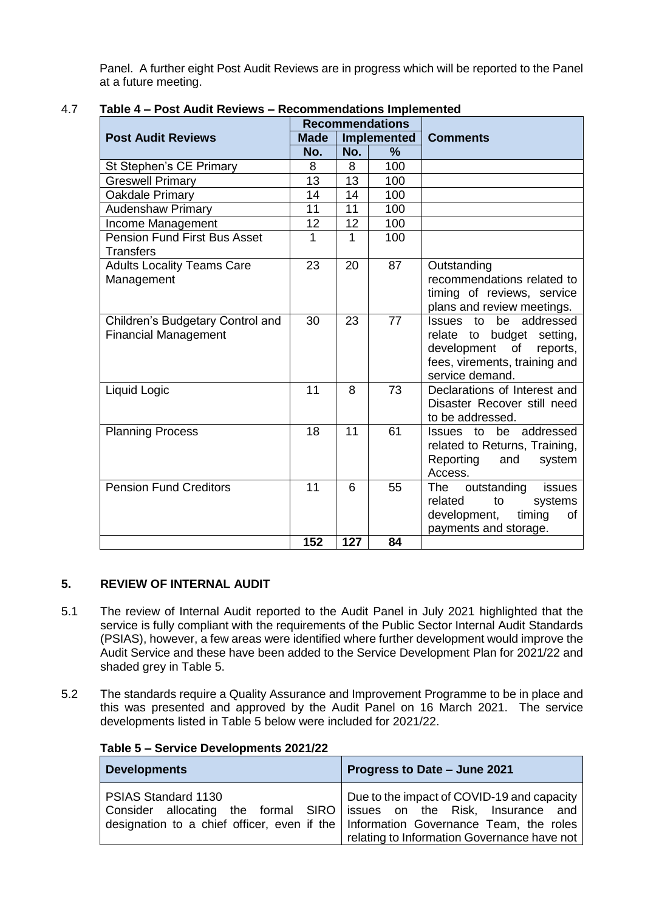Panel. A further eight Post Audit Reviews are in progress which will be reported to the Panel at a future meeting.

4.7 **Table 4 – Post Audit Reviews – Recommendations Implemented**

| **Post Audit Reviews** | **Recommendations** | | | **Comments** |
|---|---|---|---|---|
| | **Made** | **Implemented** | | |
| | **No.** | **No.** | **%** | |
| St Stephen's CE Primary | 8 | 8 | 100 | |
| Greswell Primary | 13 | 13 | 100 | |
| Oakdale Primary | 14 | 14 | 100 | |
| Audenshaw Primary | 11 | 11 | 100 | |
| Income Management | 12 | 12 | 100 | |
| Pension Fund First Bus Asset Transfers | 1 | 1 | 100 | |
| Adults Locality Teams Care Management | 23 | 20 | 87 | Outstanding recommendations related to timing of reviews, service plans and review meetings. |
| Children's Budgetary Control and Financial Management | 30 | 23 | 77 | Issues to be addressed relate to budget setting, development of reports, fees, virements, training and service demand. |
| Liquid Logic | 11 | 8 | 73 | Declarations of Interest and Disaster Recover still need to be addressed. |
| Planning Process | 18 | 11 | 61 | Issues to be addressed related to Returns, Training, Reporting and system Access. |
| Pension Fund Creditors | 11 | 6 | 55 | The outstanding issues related to systems development, timing of payments and storage. |
| | **152** | **127** | **84** | |

## 5. REVIEW OF INTERNAL AUDIT

5.1 The review of Internal Audit reported to the Audit Panel in July 2021 highlighted that the service is fully compliant with the requirements of the Public Sector Internal Audit Standards (PSIAS), however, a few areas were identified where further development would improve the Audit Service and these have been added to the Service Development Plan for 2021/22 and shaded grey in Table 5.

5.2 The standards require a Quality Assurance and Improvement Programme to be in place and this was presented and approved by the Audit Panel on 16 March 2021. The service developments listed in Table 5 below were included for 2021/22.

**Table 5 – Service Developments 2021/22**

| **Developments** | **Progress to Date – June 2021** |
|---|---|
| PSIAS Standard 1130<br>Consider allocating the formal SIRO designation to a chief officer, even if the | Due to the impact of COVID-19 and capacity issues on the Risk, Insurance and Information Governance Team, the roles relating to Information Governance have not |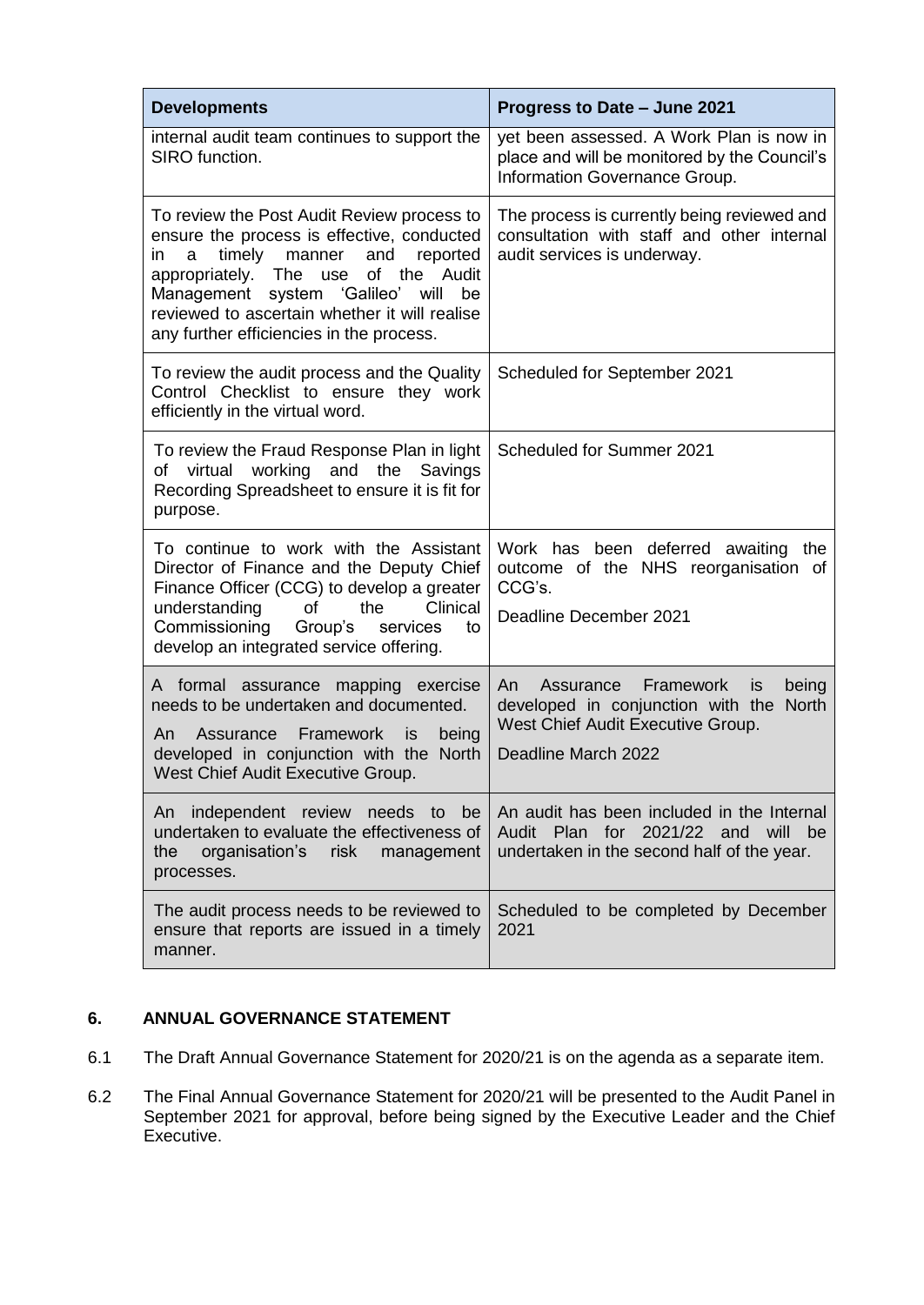| Developments | Progress to Date – June 2021 |
|---|---|
| internal audit team continues to support the SIRO function. | yet been assessed. A Work Plan is now in place and will be monitored by the Council's Information Governance Group. |
| To review the Post Audit Review process to ensure the process is effective, conducted in a timely manner and reported appropriately. The use of the Audit Management system 'Galileo' will be reviewed to ascertain whether it will realise any further efficiencies in the process. | The process is currently being reviewed and consultation with staff and other internal audit services is underway. |
| To review the audit process and the Quality Control Checklist to ensure they work efficiently in the virtual word. | Scheduled for September 2021 |
| To review the Fraud Response Plan in light of virtual working and the Savings Recording Spreadsheet to ensure it is fit for purpose. | Scheduled for Summer 2021 |
| To continue to work with the Assistant Director of Finance and the Deputy Chief Finance Officer (CCG) to develop a greater understanding of the Clinical Commissioning Group's services to develop an integrated service offering. | Work has been deferred awaiting the outcome of the NHS reorganisation of CCG's.<br><br>Deadline December 2021 |
| A formal assurance mapping exercise needs to be undertaken and documented.<br><br>An Assurance Framework is being developed in conjunction with the North West Chief Audit Executive Group. | An Assurance Framework is being developed in conjunction with the North West Chief Audit Executive Group.<br><br>Deadline March 2022 |
| An independent review needs to be undertaken to evaluate the effectiveness of the organisation's risk management processes. | An audit has been included in the Internal Audit Plan for 2021/22 and will be undertaken in the second half of the year. |
| The audit process needs to be reviewed to ensure that reports are issued in a timely manner. | Scheduled to be completed by December 2021 |

## 6. ANNUAL GOVERNANCE STATEMENT

6.1 The Draft Annual Governance Statement for 2020/21 is on the agenda as a separate item.

6.2 The Final Annual Governance Statement for 2020/21 will be presented to the Audit Panel in September 2021 for approval, before being signed by the Executive Leader and the Chief Executive.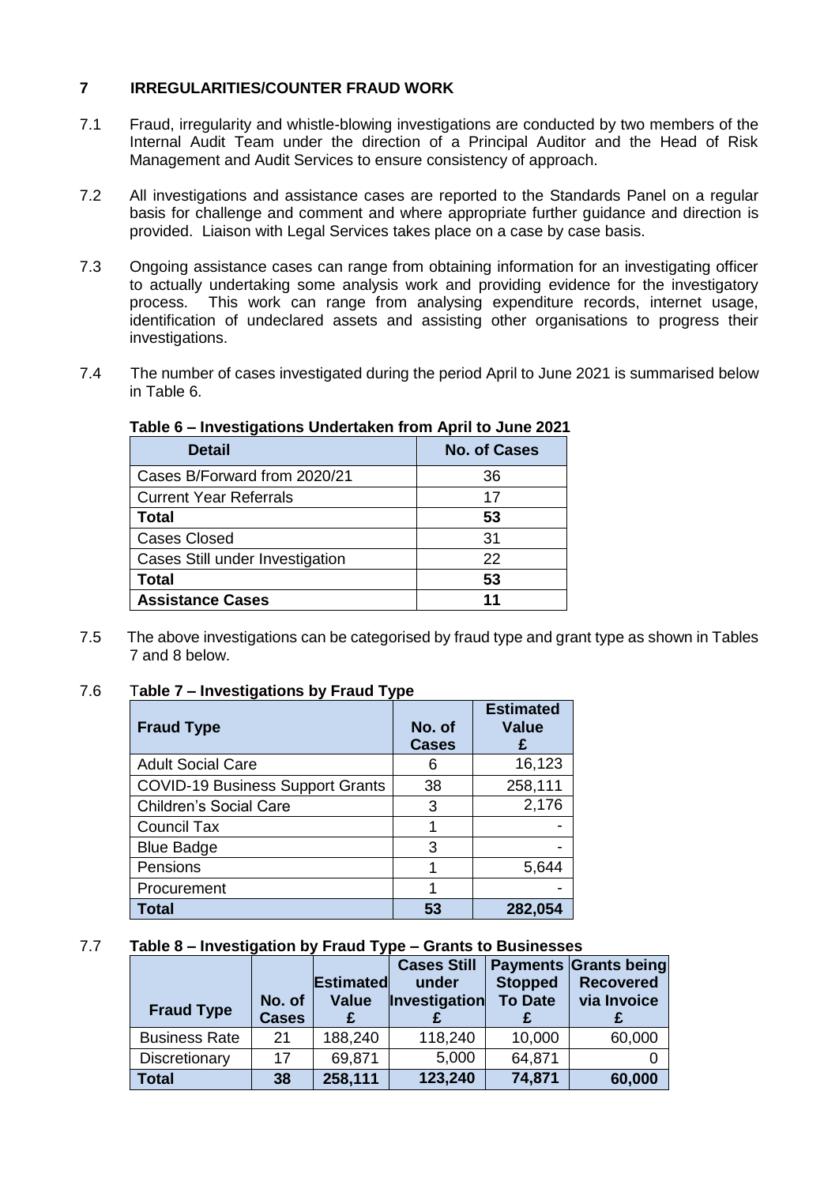## 7 IRREGULARITIES/COUNTER FRAUD WORK

7.1 Fraud, irregularity and whistle-blowing investigations are conducted by two members of the Internal Audit Team under the direction of a Principal Auditor and the Head of Risk Management and Audit Services to ensure consistency of approach.

7.2 All investigations and assistance cases are reported to the Standards Panel on a regular basis for challenge and comment and where appropriate further guidance and direction is provided. Liaison with Legal Services takes place on a case by case basis.

7.3 Ongoing assistance cases can range from obtaining information for an investigating officer to actually undertaking some analysis work and providing evidence for the investigatory process. This work can range from analysing expenditure records, internet usage, identification of undeclared assets and assisting other organisations to progress their investigations.

7.4 The number of cases investigated during the period April to June 2021 is summarised below in Table 6.

**Table 6 – Investigations Undertaken from April to June 2021**

| Detail | No. of Cases |
|---|---|
| Cases B/Forward from 2020/21 | 36 |
| Current Year Referrals | 17 |
| **Total** | **53** |
| Cases Closed | 31 |
| Cases Still under Investigation | 22 |
| **Total** | **53** |
| **Assistance Cases** | **11** |

7.5 The above investigations can be categorised by fraud type and grant type as shown in Tables 7 and 8 below.

7.6 **Table 7 – Investigations by Fraud Type**

| Fraud Type | No. of Cases | Estimated Value £ |
|---|---|---|
| Adult Social Care | 6 | 16,123 |
| COVID-19 Business Support Grants | 38 | 258,111 |
| Children's Social Care | 3 | 2,176 |
| Council Tax | 1 | - |
| Blue Badge | 3 | - |
| Pensions | 1 | 5,644 |
| Procurement | 1 | - |
| **Total** | **53** | **282,054** |

7.7 **Table 8 – Investigation by Fraud Type – Grants to Businesses**

| Fraud Type | No. of Cases | Estimated Value £ | Cases Still under Investigation £ | Payments Stopped To Date £ | Grants being Recovered via Invoice £ |
|---|---|---|---|---|---|
| Business Rate | 21 | 188,240 | 118,240 | 10,000 | 60,000 |
| Discretionary | 17 | 69,871 | 5,000 | 64,871 | 0 |
| **Total** | **38** | **258,111** | **123,240** | **74,871** | **60,000** |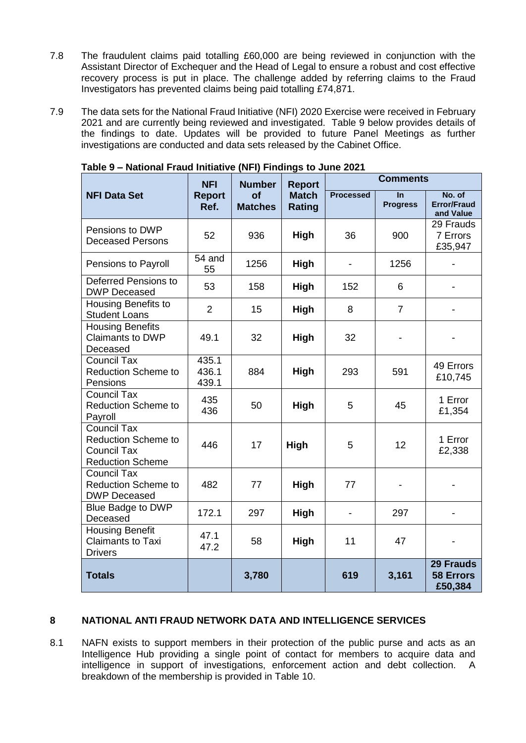7.8 The fraudulent claims paid totalling £60,000 are being reviewed in conjunction with the Assistant Director of Exchequer and the Head of Legal to ensure a robust and cost effective recovery process is put in place. The challenge added by referring claims to the Fraud Investigators has prevented claims being paid totalling £74,871.

7.9 The data sets for the National Fraud Initiative (NFI) 2020 Exercise were received in February 2021 and are currently being reviewed and investigated. Table 9 below provides details of the findings to date. Updates will be provided to future Panel Meetings as further investigations are conducted and data sets released by the Cabinet Office.

**Table 9 – National Fraud Initiative (NFI) Findings to June 2021**

| NFI Data Set | NFI Report Ref. | Number of Matches | Report Match Rating | Comments | | |
|---|---|---|---|---|---|---|
| | | | | Processed | In Progress | No. of Error/Fraud and Value |
| Pensions to DWP Deceased Persons | 52 | 936 | **High** | 36 | 900 | 29 Frauds 7 Errors £35,947 |
| Pensions to Payroll | 54 and 55 | 1256 | **High** | - | 1256 | - |
| Deferred Pensions to DWP Deceased | 53 | 158 | **High** | 152 | 6 | - |
| Housing Benefits to Student Loans | 2 | 15 | **High** | 8 | 7 | - |
| Housing Benefits Claimants to DWP Deceased | 49.1 | 32 | **High** | 32 | - | - |
| Council Tax Reduction Scheme to Pensions | 435.1 436.1 439.1 | 884 | **High** | 293 | 591 | 49 Errors £10,745 |
| Council Tax Reduction Scheme to Payroll | 435 436 | 50 | **High** | 5 | 45 | 1 Error £1,354 |
| Council Tax Reduction Scheme to Council Tax Reduction Scheme | 446 | 17 | **High** | 5 | 12 | 1 Error £2,338 |
| Council Tax Reduction Scheme to DWP Deceased | 482 | 77 | **High** | 77 | - | - |
| Blue Badge to DWP Deceased | 172.1 | 297 | **High** | - | 297 | - |
| Housing Benefit Claimants to Taxi Drivers | 47.1 47.2 | 58 | **High** | 11 | 47 | - |
| **Totals** | | **3,780** | | **619** | **3,161** | **29 Frauds 58 Errors £50,384** |

## 8 NATIONAL ANTI FRAUD NETWORK DATA AND INTELLIGENCE SERVICES

8.1 NAFN exists to support members in their protection of the public purse and acts as an Intelligence Hub providing a single point of contact for members to acquire data and intelligence in support of investigations, enforcement action and debt collection. A breakdown of the membership is provided in Table 10.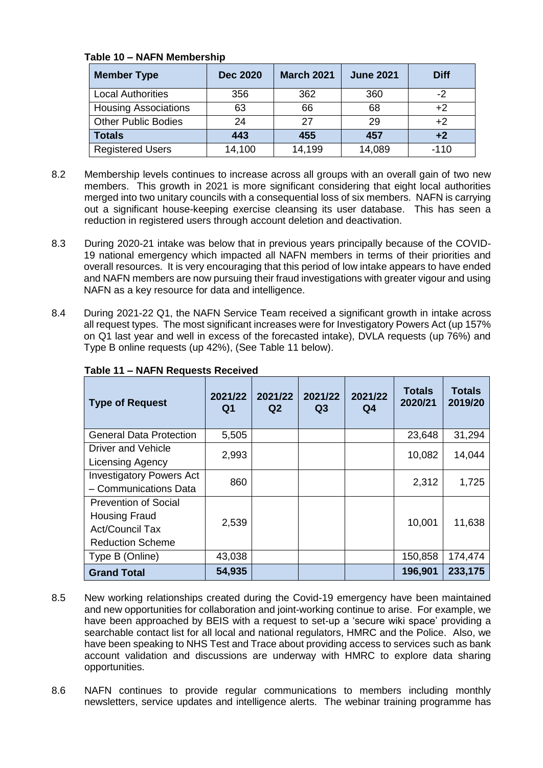**Table 10 – NAFN Membership**

| Member Type | Dec 2020 | March 2021 | June 2021 | Diff |
|---|---|---|---|---|
| Local Authorities | 356 | 362 | 360 | -2 |
| Housing Associations | 63 | 66 | 68 | +2 |
| Other Public Bodies | 24 | 27 | 29 | +2 |
| **Totals** | **443** | **455** | **457** | **+2** |
| Registered Users | 14,100 | 14,199 | 14,089 | -110 |

8.2 Membership levels continues to increase across all groups with an overall gain of two new members. This growth in 2021 is more significant considering that eight local authorities merged into two unitary councils with a consequential loss of six members. NAFN is carrying out a significant house-keeping exercise cleansing its user database. This has seen a reduction in registered users through account deletion and deactivation.

8.3 During 2020-21 intake was below that in previous years principally because of the COVID-19 national emergency which impacted all NAFN members in terms of their priorities and overall resources. It is very encouraging that this period of low intake appears to have ended and NAFN members are now pursuing their fraud investigations with greater vigour and using NAFN as a key resource for data and intelligence.

8.4 During 2021-22 Q1, the NAFN Service Team received a significant growth in intake across all request types. The most significant increases were for Investigatory Powers Act (up 157% on Q1 last year and well in excess of the forecasted intake), DVLA requests (up 76%) and Type B online requests (up 42%), (See Table 11 below).

**Table 11 – NAFN Requests Received**

| Type of Request | 2021/22 Q1 | 2021/22 Q2 | 2021/22 Q3 | 2021/22 Q4 | Totals 2020/21 | Totals 2019/20 |
|---|---|---|---|---|---|---|
| General Data Protection | 5,505 | | | | 23,648 | 31,294 |
| Driver and Vehicle Licensing Agency | 2,993 | | | | 10,082 | 14,044 |
| Investigatory Powers Act – Communications Data | 860 | | | | 2,312 | 1,725 |
| Prevention of Social Housing Fraud Act/Council Tax Reduction Scheme | 2,539 | | | | 10,001 | 11,638 |
| Type B (Online) | 43,038 | | | | 150,858 | 174,474 |
| **Grand Total** | **54,935** | | | | **196,901** | **233,175** |

8.5 New working relationships created during the Covid-19 emergency have been maintained and new opportunities for collaboration and joint-working continue to arise. For example, we have been approached by BEIS with a request to set-up a 'secure wiki space' providing a searchable contact list for all local and national regulators, HMRC and the Police. Also, we have been speaking to NHS Test and Trace about providing access to services such as bank account validation and discussions are underway with HMRC to explore data sharing opportunities.

8.6 NAFN continues to provide regular communications to members including monthly newsletters, service updates and intelligence alerts. The webinar training programme has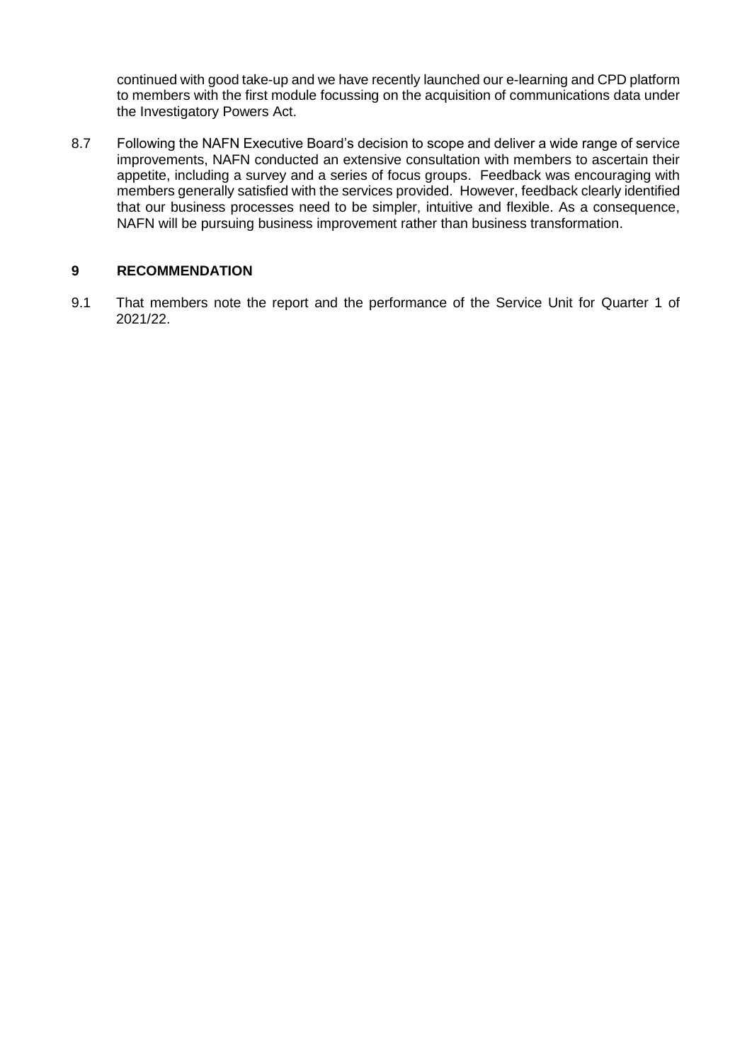continued with good take-up and we have recently launched our e-learning and CPD platform to members with the first module focussing on the acquisition of communications data under the Investigatory Powers Act.

8.7 Following the NAFN Executive Board's decision to scope and deliver a wide range of service improvements, NAFN conducted an extensive consultation with members to ascertain their appetite, including a survey and a series of focus groups. Feedback was encouraging with members generally satisfied with the services provided. However, feedback clearly identified that our business processes need to be simpler, intuitive and flexible. As a consequence, NAFN will be pursuing business improvement rather than business transformation.

## 9 RECOMMENDATION

9.1 That members note the report and the performance of the Service Unit for Quarter 1 of 2021/22.